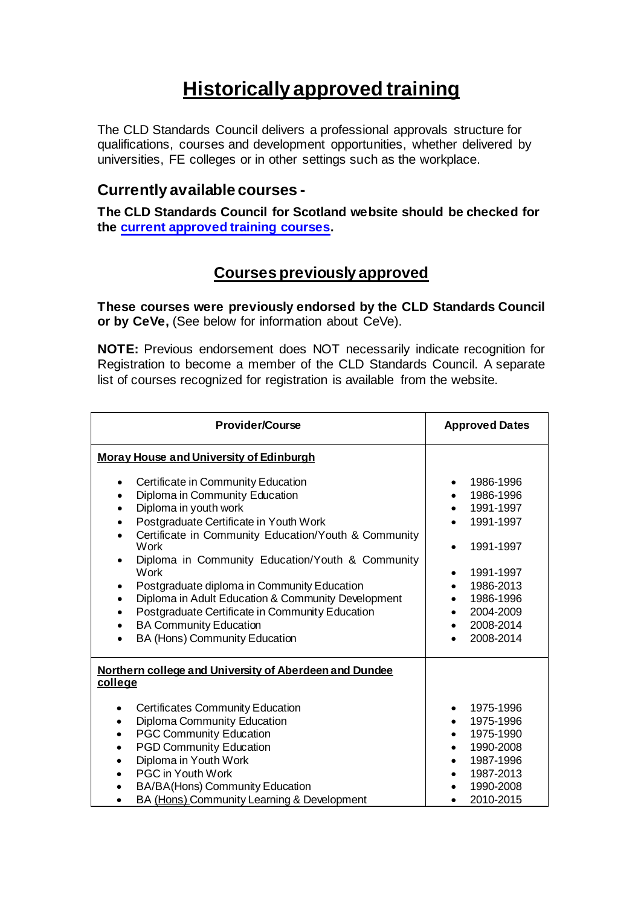# Historically approved training

The CLD Standards Council delivers a professional approvals structure for qualifications, courses and development opportunities, whether delivered by universities, FE colleges or in other settings such as the workplace.

## Currently available courses -

**The CLD Standards Council for Scotland website should be checked for the [current approved training courses](#).**

## Courses previously approved

**These courses were previously endorsed by the CLD Standards Council or by CeVe,** (See below for information about CeVe).

**NOTE:** Previous endorsement does NOT necessarily indicate recognition for Registration to become a member of the CLD Standards Council. A separate list of courses recognized for registration is available from the website.

| Provider/Course | Approved Dates |
|---|---|
| **Moray House and University of Edinburgh** | |
| Certificate in Community Education | 1986-1996 |
| Diploma in Community Education | 1986-1996 |
| Diploma in youth work | 1991-1997 |
| Postgraduate Certificate in Youth Work | 1991-1997 |
| Certificate in Community Education/Youth & Community Work | 1991-1997 |
| Diploma in Community Education/Youth & Community Work | 1991-1997 |
| Postgraduate diploma in Community Education | 1986-2013 |
| Diploma in Adult Education & Community Development | 1986-1996 |
| Postgraduate Certificate in Community Education | 2004-2009 |
| BA Community Education | 2008-2014 |
| BA (Hons) Community Education | 2008-2014 |
| **Northern college and University of Aberdeen and Dundee college** | |
| Certificates Community Education | 1975-1996 |
| Diploma Community Education | 1975-1996 |
| PGC Community Education | 1975-1990 |
| PGD Community Education | 1990-2008 |
| Diploma in Youth Work | 1987-1996 |
| PGC in Youth Work | 1987-2013 |
| BA/BA(Hons) Community Education | 1990-2008 |
| BA (Hons) Community Learning & Development | 2010-2015 |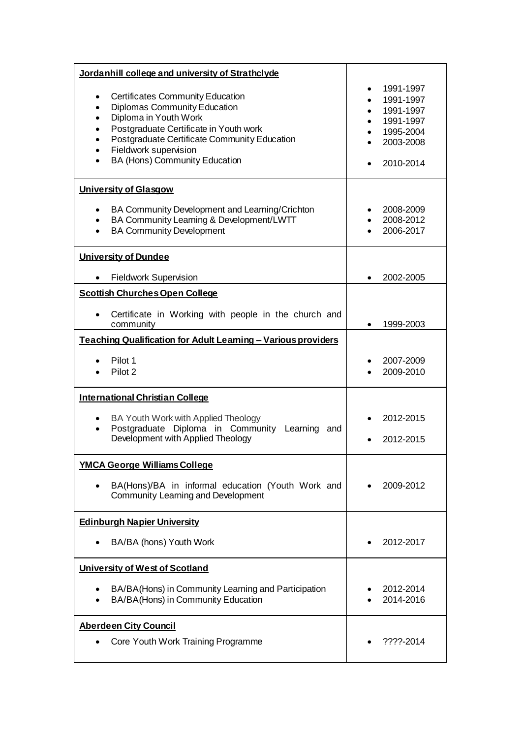| Provider / Programme | Years |
| --- | --- |
| **Jordanhill college and university of Strathclyde** | |
| • Certificates Community Education<br>• Diplomas Community Education<br>• Diploma in Youth Work<br>• Postgraduate Certificate in Youth work<br>• Postgraduate Certificate Community Education<br>• Fieldwork supervision<br>• BA (Hons) Community Education | • 1991-1997<br>• 1991-1997<br>• 1991-1997<br>• 1991-1997<br>• 1995-2004<br>• 2003-2008<br>• 2010-2014 |
| **University of Glasgow** | |
| • BA Community Development and Learning/Crichton<br>• BA Community Learning & Development/LWTT<br>• BA Community Development | • 2008-2009<br>• 2008-2012<br>• 2006-2017 |
| **University of Dundee** | |
| • Fieldwork Supervision | • 2002-2005 |
| **Scottish Churches Open College** | |
| • Certificate in Working with people in the church and community | • 1999-2003 |
| **Teaching Qualification for Adult Learning – Various providers** | |
| • Pilot 1<br>• Pilot 2 | • 2007-2009<br>• 2009-2010 |
| **International Christian College** | |
| • BA Youth Work with Applied Theology<br>• Postgraduate Diploma in Community Learning and Development with Applied Theology | • 2012-2015<br>• 2012-2015 |
| **YMCA George Williams College** | |
| • BA(Hons)/BA in informal education (Youth Work and Community Learning and Development | • 2009-2012 |
| **Edinburgh Napier University** | |
| • BA/BA (hons) Youth Work | • 2012-2017 |
| **University of West of Scotland** | |
| • BA/BA(Hons) in Community Learning and Participation<br>• BA/BA(Hons) in Community Education | • 2012-2014<br>• 2014-2016 |
| **Aberdeen City Council** | |
| • Core Youth Work Training Programme | • ????-2014 |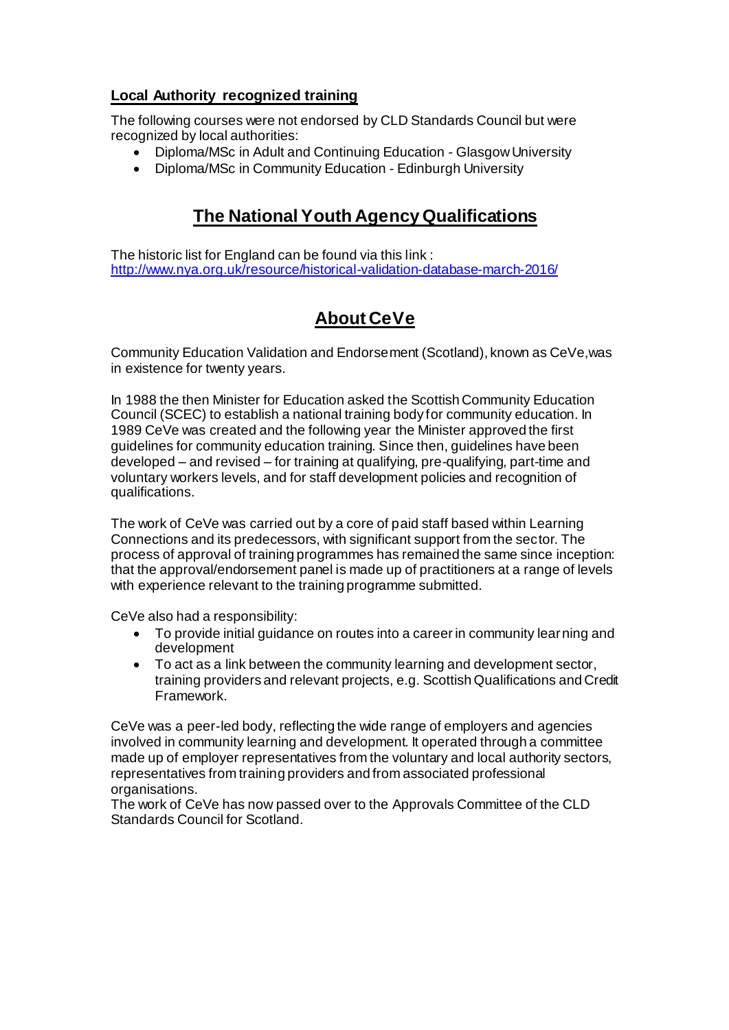### **Local Authority recognized training**

The following courses were not endorsed by CLD Standards Council but were recognized by local authorities:

- Diploma/MSc in Adult and Continuing Education - Glasgow University
- Diploma/MSc in Community Education - Edinburgh University

## **The National Youth Agency Qualifications**

The historic list for England can be found via this link : http://www.nya.org.uk/resource/historical-validation-database-march-2016/

## **About CeVe**

Community Education Validation and Endorsement (Scotland), known as CeVe,was in existence for twenty years.

In 1988 the then Minister for Education asked the Scottish Community Education Council (SCEC) to establish a national training body for community education. In 1989 CeVe was created and the following year the Minister approved the first guidelines for community education training. Since then, guidelines have been developed – and revised – for training at qualifying, pre-qualifying, part-time and voluntary workers levels, and for staff development policies and recognition of qualifications.

The work of CeVe was carried out by a core of paid staff based within Learning Connections and its predecessors, with significant support from the sector. The process of approval of training programmes has remained the same since inception: that the approval/endorsement panel is made up of practitioners at a range of levels with experience relevant to the training programme submitted.

CeVe also had a responsibility:

- To provide initial guidance on routes into a career in community learning and development
- To act as a link between the community learning and development sector, training providers and relevant projects, e.g. Scottish Qualifications and Credit Framework.

CeVe was a peer-led body, reflecting the wide range of employers and agencies involved in community learning and development. It operated through a committee made up of employer representatives from the voluntary and local authority sectors, representatives from training providers and from associated professional organisations.
The work of CeVe has now passed over to the Approvals Committee of the CLD Standards Council for Scotland.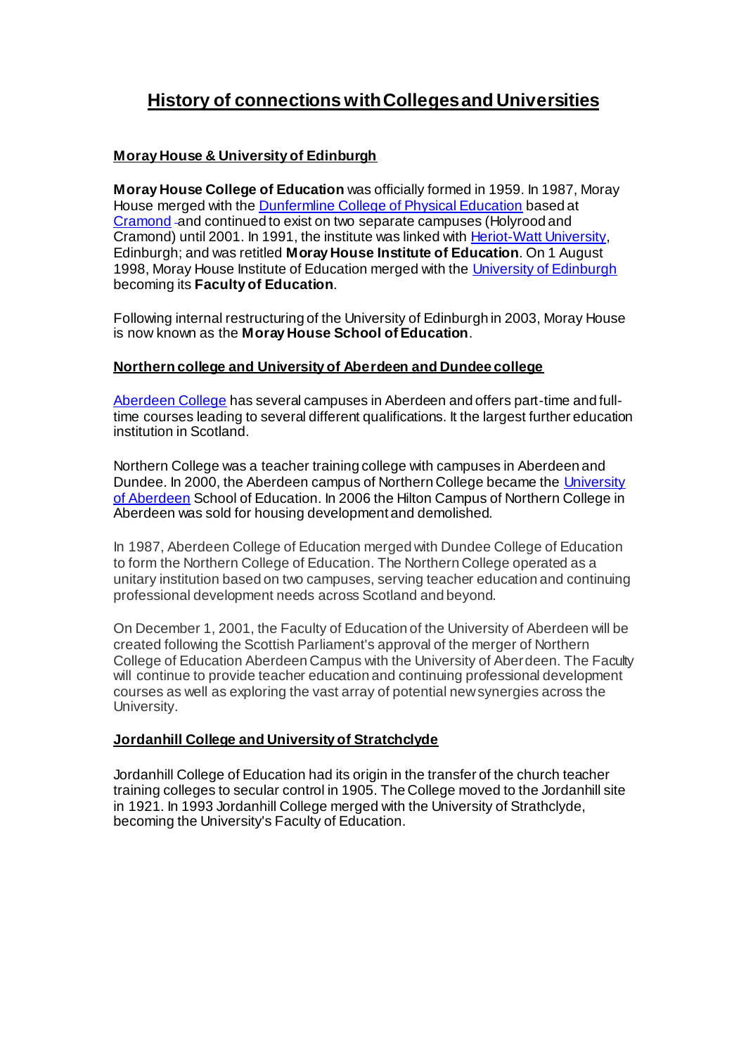# History of connections with Colleges and Universities

## Moray House & University of Edinburgh

**Moray House College of Education** was officially formed in 1959. In 1987, Moray House merged with the Dunfermline College of Physical Education based at Cramond -and continued to exist on two separate campuses (Holyrood and Cramond) until 2001. In 1991, the institute was linked with Heriot-Watt University, Edinburgh; and was retitled **Moray House Institute of Education**. On 1 August 1998, Moray House Institute of Education merged with the University of Edinburgh becoming its **Faculty of Education**.

Following internal restructuring of the University of Edinburgh in 2003, Moray House is now known as the **Moray House School of Education**.

## Northern college and University of Aberdeen and Dundee college

Aberdeen College has several campuses in Aberdeen and offers part-time and full-time courses leading to several different qualifications. It the largest further education institution in Scotland.

Northern College was a teacher training college with campuses in Aberdeen and Dundee. In 2000, the Aberdeen campus of Northern College became the University of Aberdeen School of Education. In 2006 the Hilton Campus of Northern College in Aberdeen was sold for housing development and demolished.

In 1987, Aberdeen College of Education merged with Dundee College of Education to form the Northern College of Education. The Northern College operated as a unitary institution based on two campuses, serving teacher education and continuing professional development needs across Scotland and beyond.

On December 1, 2001, the Faculty of Education of the University of Aberdeen will be created following the Scottish Parliament's approval of the merger of Northern College of Education Aberdeen Campus with the University of Aberdeen. The Faculty will continue to provide teacher education and continuing professional development courses as well as exploring the vast array of potential new synergies across the University.

## Jordanhill College and University of Stratchclyde

Jordanhill College of Education had its origin in the transfer of the church teacher training colleges to secular control in 1905. The College moved to the Jordanhill site in 1921. In 1993 Jordanhill College merged with the University of Strathclyde, becoming the University's Faculty of Education.